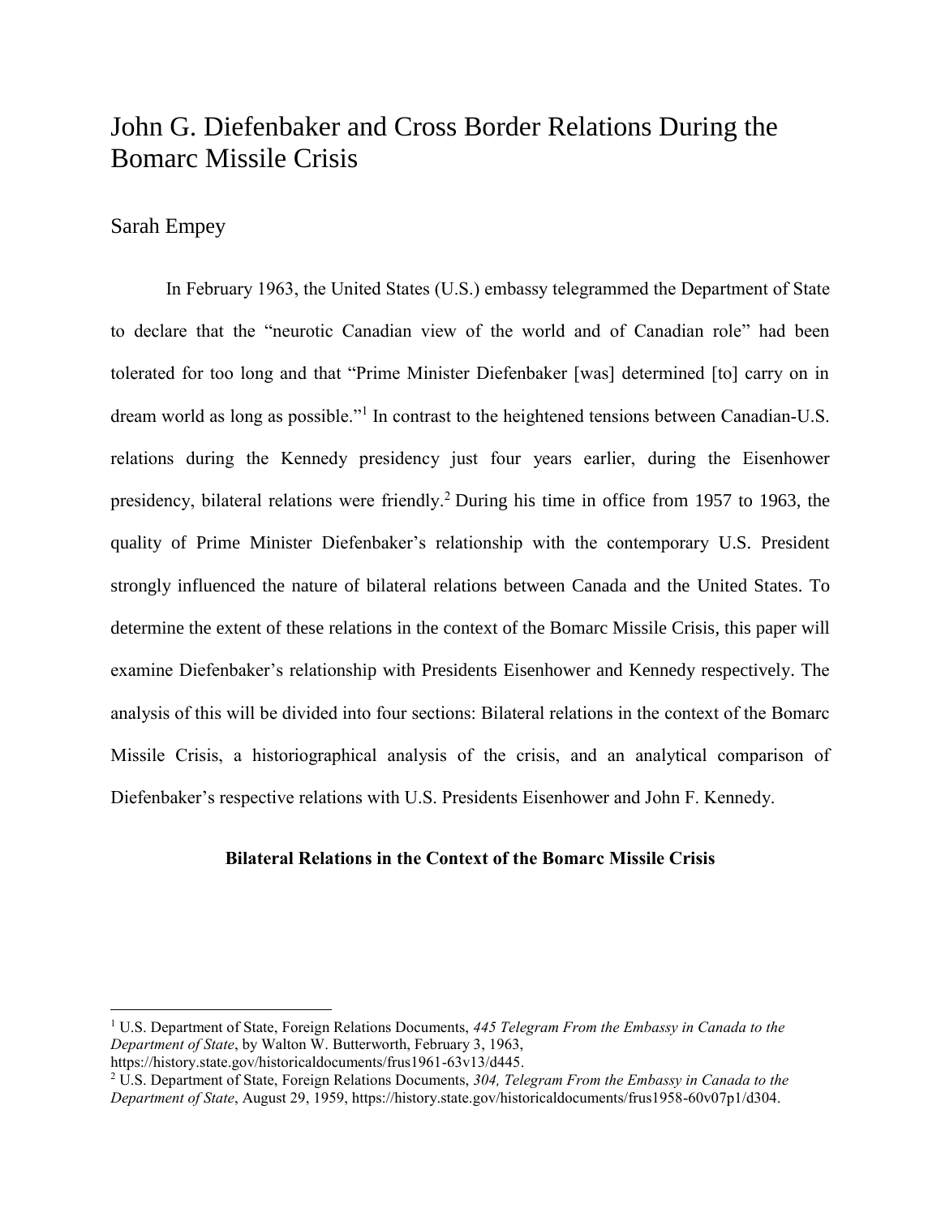# John G. Diefenbaker and Cross Border Relations During the Bomarc Missile Crisis

Sarah Empey

In February 1963, the United States (U.S.) embassy telegrammed the Department of State to declare that the "neurotic Canadian view of the world and of Canadian role" had been tolerated for too long and that "Prime Minister Diefenbaker [was] determined [to] carry on in dream world as long as possible."[1] In contrast to the heightened tensions between Canadian-U.S. relations during the Kennedy presidency just four years earlier, during the Eisenhower presidency, bilateral relations were friendly.[2] During his time in office from 1957 to 1963, the quality of Prime Minister Diefenbaker's relationship with the contemporary U.S. President strongly influenced the nature of bilateral relations between Canada and the United States. To determine the extent of these relations in the context of the Bomarc Missile Crisis, this paper will examine Diefenbaker's relationship with Presidents Eisenhower and Kennedy respectively. The analysis of this will be divided into four sections: Bilateral relations in the context of the Bomarc Missile Crisis, a historiographical analysis of the crisis, and an analytical comparison of Diefenbaker's respective relations with U.S. Presidents Eisenhower and John F. Kennedy.

**Bilateral Relations in the Context of the Bomarc Missile Crisis**

---

[1] U.S. Department of State, Foreign Relations Documents, *445 Telegram From the Embassy in Canada to the Department of State*, by Walton W. Butterworth, February 3, 1963, https://history.state.gov/historicaldocuments/frus1961-63v13/d445.

[2] U.S. Department of State, Foreign Relations Documents, *304, Telegram From the Embassy in Canada to the Department of State*, August 29, 1959, https://history.state.gov/historicaldocuments/frus1958-60v07p1/d304.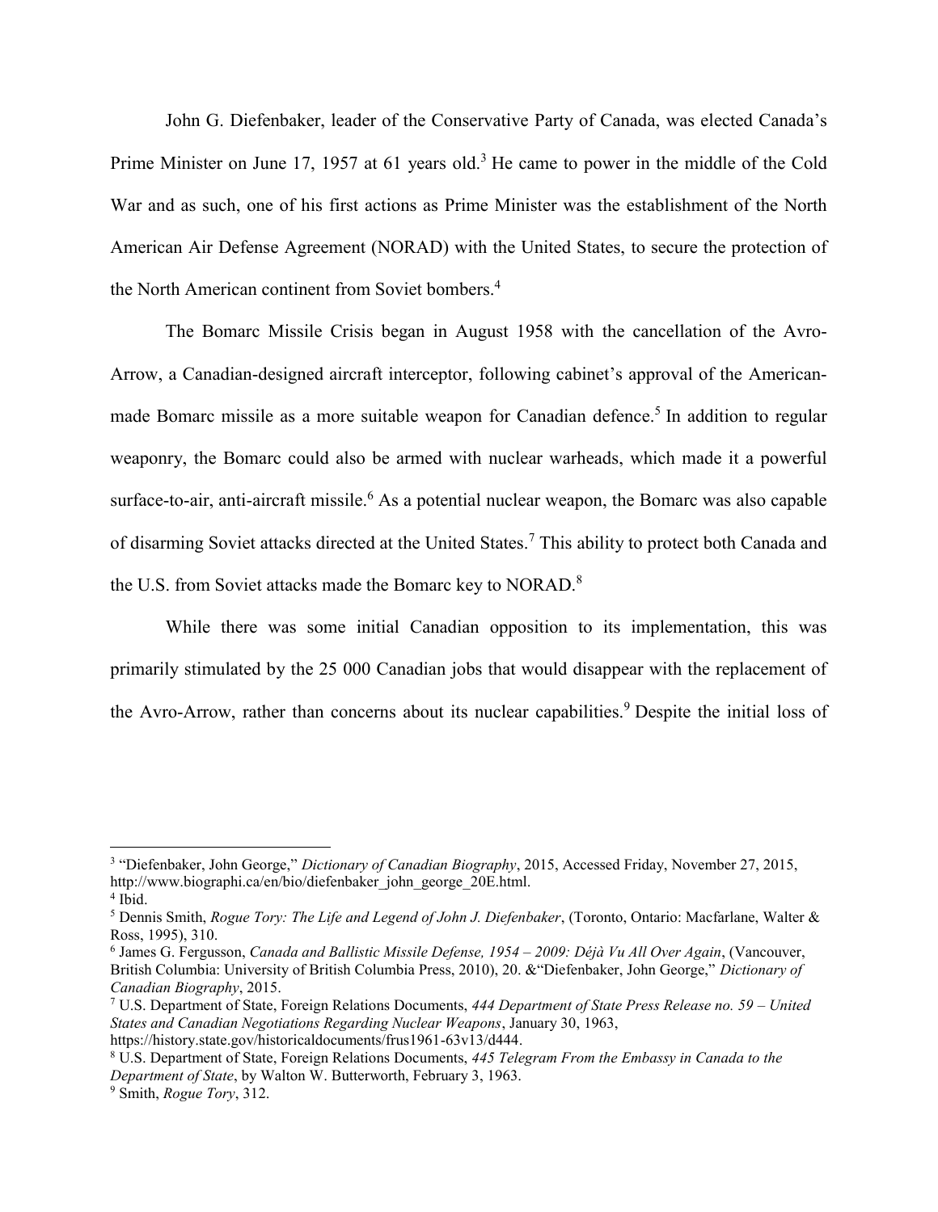John G. Diefenbaker, leader of the Conservative Party of Canada, was elected Canada's Prime Minister on June 17, 1957 at 61 years old.[3] He came to power in the middle of the Cold War and as such, one of his first actions as Prime Minister was the establishment of the North American Air Defense Agreement (NORAD) with the United States, to secure the protection of the North American continent from Soviet bombers.[4]

The Bomarc Missile Crisis began in August 1958 with the cancellation of the Avro-Arrow, a Canadian-designed aircraft interceptor, following cabinet's approval of the American-made Bomarc missile as a more suitable weapon for Canadian defence.[5] In addition to regular weaponry, the Bomarc could also be armed with nuclear warheads, which made it a powerful surface-to-air, anti-aircraft missile.[6] As a potential nuclear weapon, the Bomarc was also capable of disarming Soviet attacks directed at the United States.[7] This ability to protect both Canada and the U.S. from Soviet attacks made the Bomarc key to NORAD.[8]

While there was some initial Canadian opposition to its implementation, this was primarily stimulated by the 25 000 Canadian jobs that would disappear with the replacement of the Avro-Arrow, rather than concerns about its nuclear capabilities.[9] Despite the initial loss of

---

[3] "Diefenbaker, John George," *Dictionary of Canadian Biography*, 2015, Accessed Friday, November 27, 2015, http://www.biographi.ca/en/bio/diefenbaker_john_george_20E.html.

[4] Ibid.

[5] Dennis Smith, *Rogue Tory: The Life and Legend of John J. Diefenbaker*, (Toronto, Ontario: Macfarlane, Walter & Ross, 1995), 310.

[6] James G. Fergusson, *Canada and Ballistic Missile Defense, 1954 – 2009: Déjà Vu All Over Again*, (Vancouver, British Columbia: University of British Columbia Press, 2010), 20. &"Diefenbaker, John George," *Dictionary of Canadian Biography*, 2015.

[7] U.S. Department of State, Foreign Relations Documents, *444 Department of State Press Release no. 59 – United States and Canadian Negotiations Regarding Nuclear Weapons*, January 30, 1963, https://history.state.gov/historicaldocuments/frus1961-63v13/d444.

[8] U.S. Department of State, Foreign Relations Documents, *445 Telegram From the Embassy in Canada to the Department of State*, by Walton W. Butterworth, February 3, 1963.

[9] Smith, *Rogue Tory*, 312.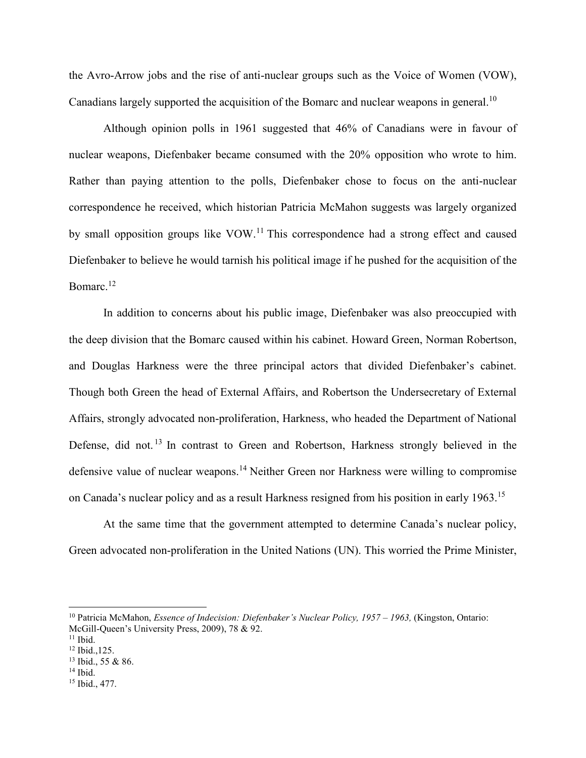the Avro-Arrow jobs and the rise of anti-nuclear groups such as the Voice of Women (VOW), Canadians largely supported the acquisition of the Bomarc and nuclear weapons in general.[10]

Although opinion polls in 1961 suggested that 46% of Canadians were in favour of nuclear weapons, Diefenbaker became consumed with the 20% opposition who wrote to him. Rather than paying attention to the polls, Diefenbaker chose to focus on the anti-nuclear correspondence he received, which historian Patricia McMahon suggests was largely organized by small opposition groups like VOW.[11] This correspondence had a strong effect and caused Diefenbaker to believe he would tarnish his political image if he pushed for the acquisition of the Bomarc.[12]

In addition to concerns about his public image, Diefenbaker was also preoccupied with the deep division that the Bomarc caused within his cabinet. Howard Green, Norman Robertson, and Douglas Harkness were the three principal actors that divided Diefenbaker's cabinet. Though both Green the head of External Affairs, and Robertson the Undersecretary of External Affairs, strongly advocated non-proliferation, Harkness, who headed the Department of National Defense, did not.[13] In contrast to Green and Robertson, Harkness strongly believed in the defensive value of nuclear weapons.[14] Neither Green nor Harkness were willing to compromise on Canada's nuclear policy and as a result Harkness resigned from his position in early 1963.[15]

At the same time that the government attempted to determine Canada's nuclear policy, Green advocated non-proliferation in the United Nations (UN). This worried the Prime Minister,

---

[10] Patricia McMahon, *Essence of Indecision: Diefenbaker's Nuclear Policy, 1957 – 1963,* (Kingston, Ontario: McGill-Queen's University Press, 2009), 78 & 92.
[11] Ibid.
[12] Ibid.,125.
[13] Ibid., 55 & 86.
[14] Ibid.
[15] Ibid., 477.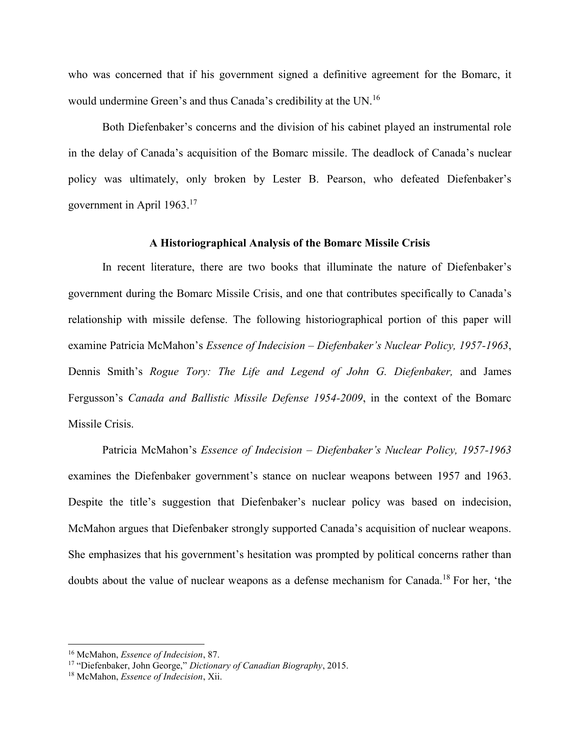who was concerned that if his government signed a definitive agreement for the Bomarc, it would undermine Green's and thus Canada's credibility at the UN.[16]

Both Diefenbaker's concerns and the division of his cabinet played an instrumental role in the delay of Canada's acquisition of the Bomarc missile. The deadlock of Canada's nuclear policy was ultimately, only broken by Lester B. Pearson, who defeated Diefenbaker's government in April 1963.[17]

## A Historiographical Analysis of the Bomarc Missile Crisis

In recent literature, there are two books that illuminate the nature of Diefenbaker's government during the Bomarc Missile Crisis, and one that contributes specifically to Canada's relationship with missile defense. The following historiographical portion of this paper will examine Patricia McMahon's *Essence of Indecision – Diefenbaker's Nuclear Policy, 1957-1963*, Dennis Smith's *Rogue Tory: The Life and Legend of John G. Diefenbaker,* and James Fergusson's *Canada and Ballistic Missile Defense 1954-2009*, in the context of the Bomarc Missile Crisis.

Patricia McMahon's *Essence of Indecision – Diefenbaker's Nuclear Policy, 1957-1963* examines the Diefenbaker government's stance on nuclear weapons between 1957 and 1963. Despite the title's suggestion that Diefenbaker's nuclear policy was based on indecision, McMahon argues that Diefenbaker strongly supported Canada's acquisition of nuclear weapons. She emphasizes that his government's hesitation was prompted by political concerns rather than doubts about the value of nuclear weapons as a defense mechanism for Canada.[18] For her, 'the

---

[16] McMahon, *Essence of Indecision*, 87.

[17] "Diefenbaker, John George," *Dictionary of Canadian Biography*, 2015.

[18] McMahon, *Essence of Indecision*, Xii.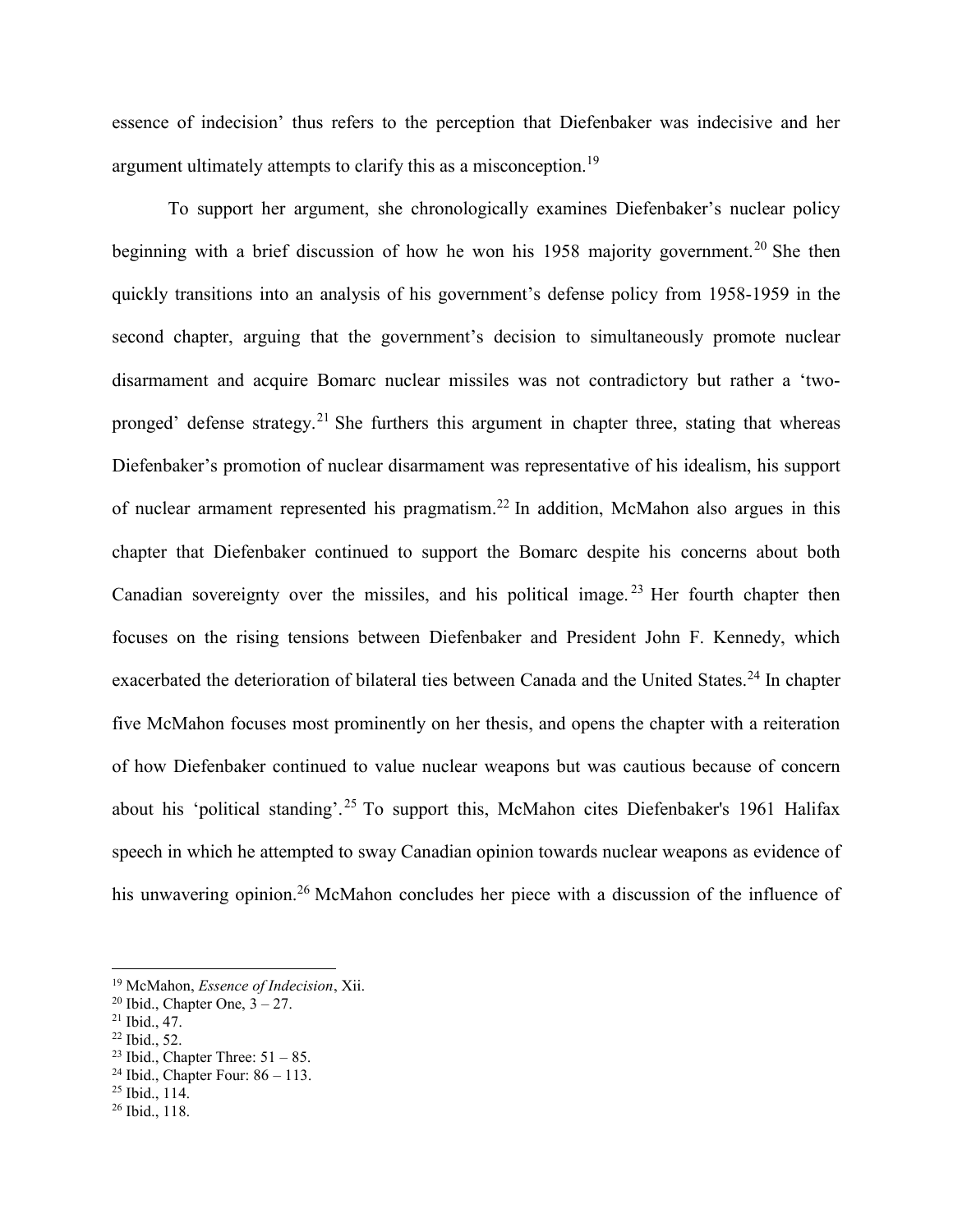essence of indecision' thus refers to the perception that Diefenbaker was indecisive and her argument ultimately attempts to clarify this as a misconception.[19]

To support her argument, she chronologically examines Diefenbaker's nuclear policy beginning with a brief discussion of how he won his 1958 majority government.[20] She then quickly transitions into an analysis of his government's defense policy from 1958-1959 in the second chapter, arguing that the government's decision to simultaneously promote nuclear disarmament and acquire Bomarc nuclear missiles was not contradictory but rather a 'two-pronged' defense strategy.[21] She furthers this argument in chapter three, stating that whereas Diefenbaker's promotion of nuclear disarmament was representative of his idealism, his support of nuclear armament represented his pragmatism.[22] In addition, McMahon also argues in this chapter that Diefenbaker continued to support the Bomarc despite his concerns about both Canadian sovereignty over the missiles, and his political image.[23] Her fourth chapter then focuses on the rising tensions between Diefenbaker and President John F. Kennedy, which exacerbated the deterioration of bilateral ties between Canada and the United States.[24] In chapter five McMahon focuses most prominently on her thesis, and opens the chapter with a reiteration of how Diefenbaker continued to value nuclear weapons but was cautious because of concern about his 'political standing'.[25] To support this, McMahon cites Diefenbaker's 1961 Halifax speech in which he attempted to sway Canadian opinion towards nuclear weapons as evidence of his unwavering opinion.[26] McMahon concludes her piece with a discussion of the influence of

[19] McMahon, *Essence of Indecision*, Xii.
[20] Ibid., Chapter One, 3 – 27.
[21] Ibid., 47.
[22] Ibid., 52.
[23] Ibid., Chapter Three: 51 – 85.
[24] Ibid., Chapter Four: 86 – 113.
[25] Ibid., 114.
[26] Ibid., 118.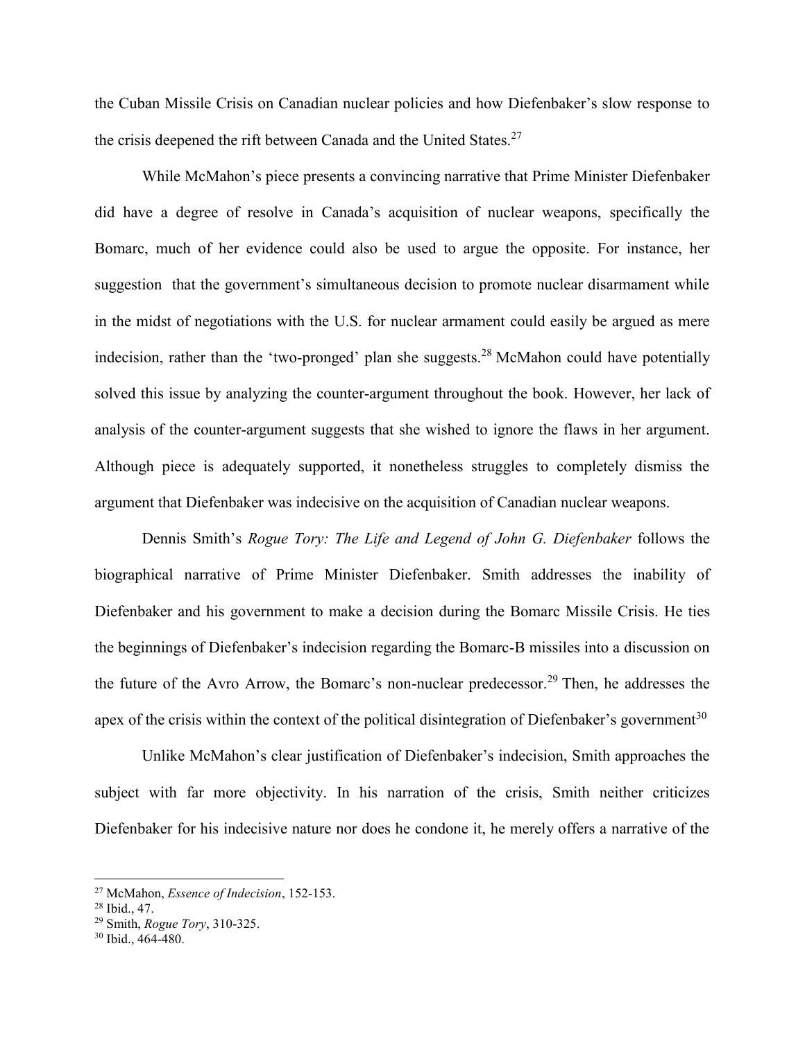the Cuban Missile Crisis on Canadian nuclear policies and how Diefenbaker's slow response to the crisis deepened the rift between Canada and the United States.[27]

While McMahon's piece presents a convincing narrative that Prime Minister Diefenbaker did have a degree of resolve in Canada's acquisition of nuclear weapons, specifically the Bomarc, much of her evidence could also be used to argue the opposite. For instance, her suggestion that the government's simultaneous decision to promote nuclear disarmament while in the midst of negotiations with the U.S. for nuclear armament could easily be argued as mere indecision, rather than the 'two-pronged' plan she suggests.[28] McMahon could have potentially solved this issue by analyzing the counter-argument throughout the book. However, her lack of analysis of the counter-argument suggests that she wished to ignore the flaws in her argument. Although piece is adequately supported, it nonetheless struggles to completely dismiss the argument that Diefenbaker was indecisive on the acquisition of Canadian nuclear weapons.

Dennis Smith's *Rogue Tory: The Life and Legend of John G. Diefenbaker* follows the biographical narrative of Prime Minister Diefenbaker. Smith addresses the inability of Diefenbaker and his government to make a decision during the Bomarc Missile Crisis. He ties the beginnings of Diefenbaker's indecision regarding the Bomarc-B missiles into a discussion on the future of the Avro Arrow, the Bomarc's non-nuclear predecessor.[29] Then, he addresses the apex of the crisis within the context of the political disintegration of Diefenbaker's government[30]

Unlike McMahon's clear justification of Diefenbaker's indecision, Smith approaches the subject with far more objectivity. In his narration of the crisis, Smith neither criticizes Diefenbaker for his indecisive nature nor does he condone it, he merely offers a narrative of the

---

[27] McMahon, *Essence of Indecision*, 152-153.

[28] Ibid., 47.

[29] Smith, *Rogue Tory*, 310-325.

[30] Ibid., 464-480.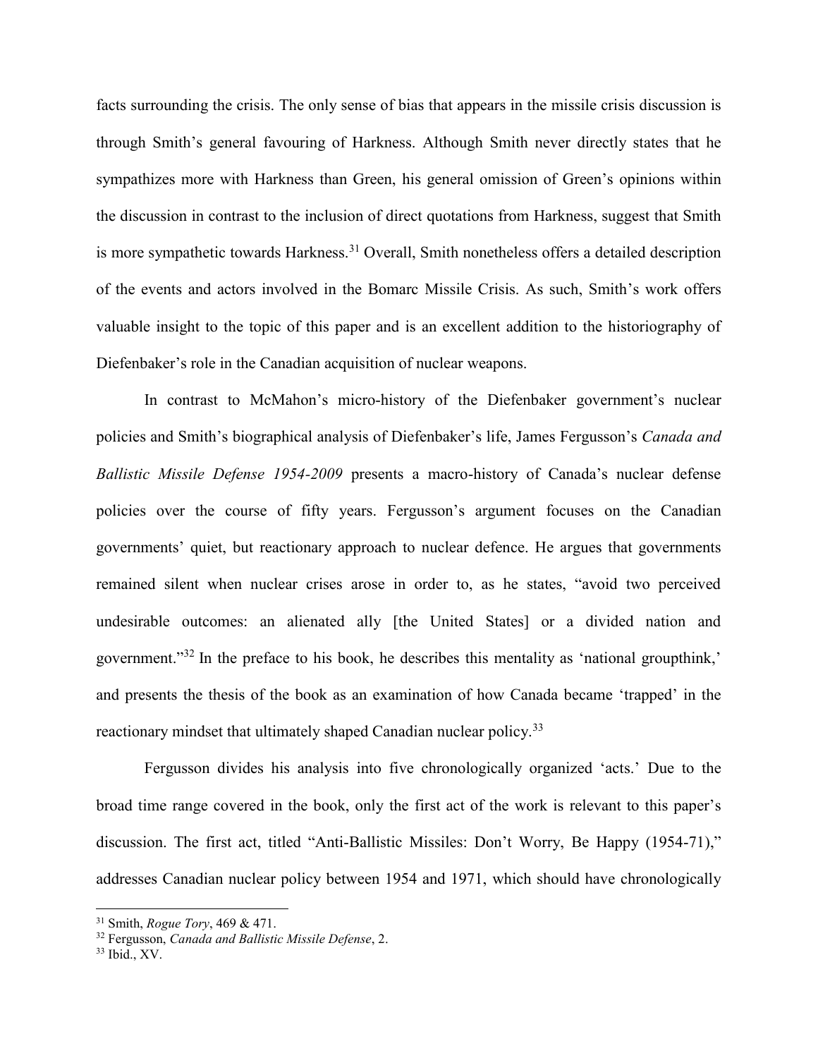facts surrounding the crisis. The only sense of bias that appears in the missile crisis discussion is through Smith's general favouring of Harkness. Although Smith never directly states that he sympathizes more with Harkness than Green, his general omission of Green's opinions within the discussion in contrast to the inclusion of direct quotations from Harkness, suggest that Smith is more sympathetic towards Harkness.[31] Overall, Smith nonetheless offers a detailed description of the events and actors involved in the Bomarc Missile Crisis. As such, Smith's work offers valuable insight to the topic of this paper and is an excellent addition to the historiography of Diefenbaker's role in the Canadian acquisition of nuclear weapons.

In contrast to McMahon's micro-history of the Diefenbaker government's nuclear policies and Smith's biographical analysis of Diefenbaker's life, James Fergusson's *Canada and Ballistic Missile Defense 1954-2009* presents a macro-history of Canada's nuclear defense policies over the course of fifty years. Fergusson's argument focuses on the Canadian governments' quiet, but reactionary approach to nuclear defence. He argues that governments remained silent when nuclear crises arose in order to, as he states, "avoid two perceived undesirable outcomes: an alienated ally [the United States] or a divided nation and government."[32] In the preface to his book, he describes this mentality as 'national groupthink,' and presents the thesis of the book as an examination of how Canada became 'trapped' in the reactionary mindset that ultimately shaped Canadian nuclear policy.[33]

Fergusson divides his analysis into five chronologically organized 'acts.' Due to the broad time range covered in the book, only the first act of the work is relevant to this paper's discussion. The first act, titled "Anti-Ballistic Missiles: Don't Worry, Be Happy (1954-71)," addresses Canadian nuclear policy between 1954 and 1971, which should have chronologically

---

[31] Smith, *Rogue Tory*, 469 & 471.

[32] Fergusson, *Canada and Ballistic Missile Defense*, 2.

[33] Ibid., XV.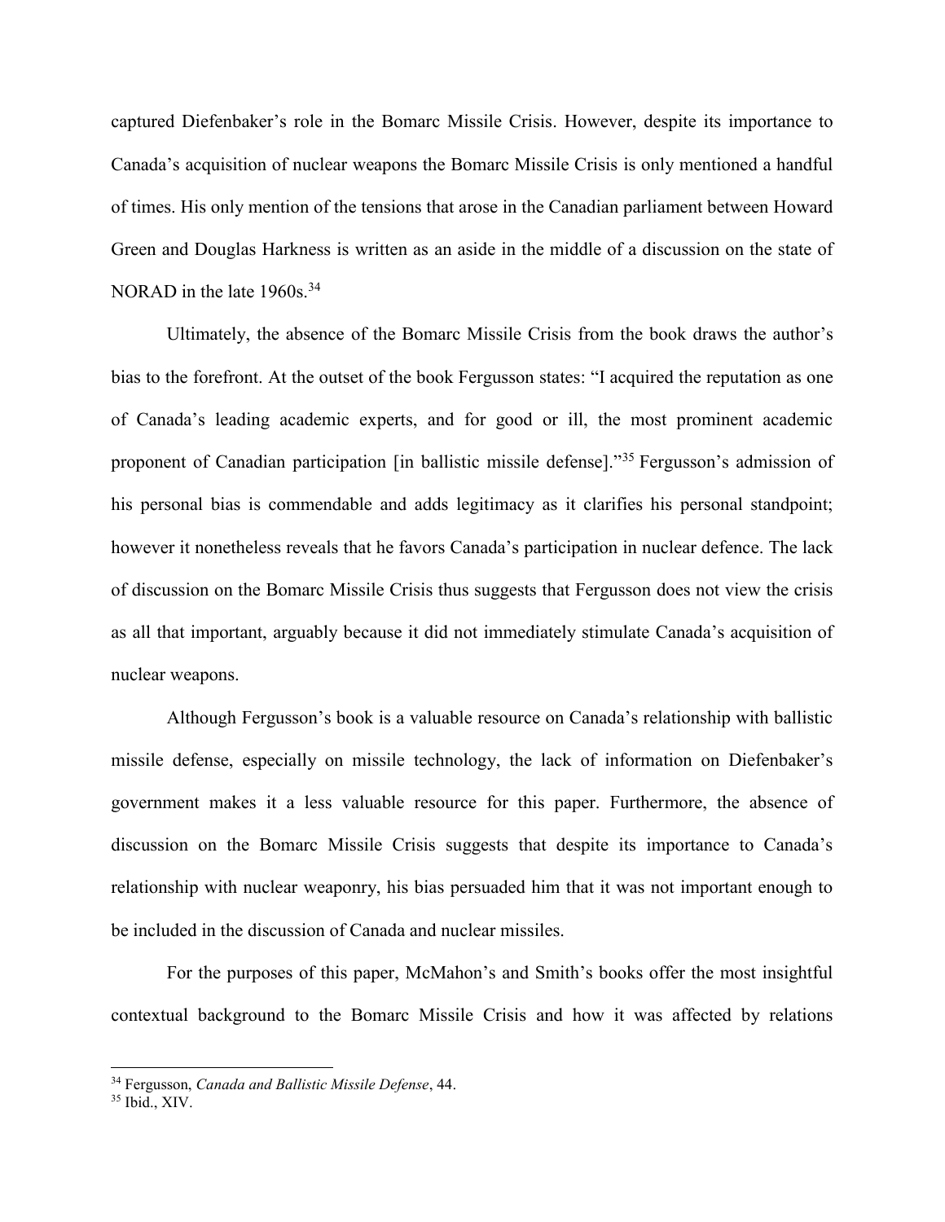captured Diefenbaker's role in the Bomarc Missile Crisis. However, despite its importance to Canada's acquisition of nuclear weapons the Bomarc Missile Crisis is only mentioned a handful of times. His only mention of the tensions that arose in the Canadian parliament between Howard Green and Douglas Harkness is written as an aside in the middle of a discussion on the state of NORAD in the late 1960s.[34]

Ultimately, the absence of the Bomarc Missile Crisis from the book draws the author's bias to the forefront. At the outset of the book Fergusson states: "I acquired the reputation as one of Canada's leading academic experts, and for good or ill, the most prominent academic proponent of Canadian participation [in ballistic missile defense]."[35] Fergusson's admission of his personal bias is commendable and adds legitimacy as it clarifies his personal standpoint; however it nonetheless reveals that he favors Canada's participation in nuclear defence. The lack of discussion on the Bomarc Missile Crisis thus suggests that Fergusson does not view the crisis as all that important, arguably because it did not immediately stimulate Canada's acquisition of nuclear weapons.

Although Fergusson's book is a valuable resource on Canada's relationship with ballistic missile defense, especially on missile technology, the lack of information on Diefenbaker's government makes it a less valuable resource for this paper. Furthermore, the absence of discussion on the Bomarc Missile Crisis suggests that despite its importance to Canada's relationship with nuclear weaponry, his bias persuaded him that it was not important enough to be included in the discussion of Canada and nuclear missiles.

For the purposes of this paper, McMahon's and Smith's books offer the most insightful contextual background to the Bomarc Missile Crisis and how it was affected by relations

---

[34] Fergusson, *Canada and Ballistic Missile Defense*, 44.

[35] Ibid., XIV.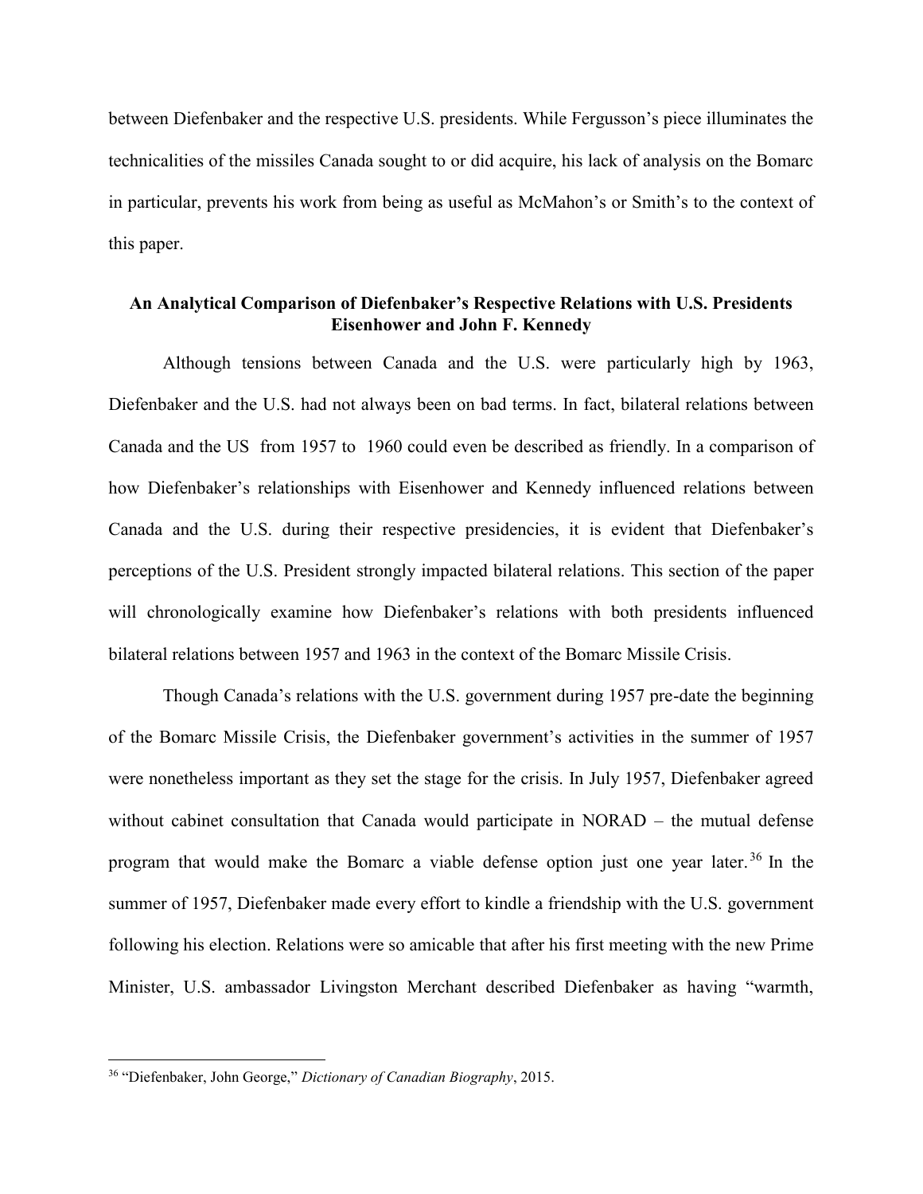between Diefenbaker and the respective U.S. presidents. While Fergusson's piece illuminates the technicalities of the missiles Canada sought to or did acquire, his lack of analysis on the Bomarc in particular, prevents his work from being as useful as McMahon's or Smith's to the context of this paper.

### An Analytical Comparison of Diefenbaker's Respective Relations with U.S. Presidents Eisenhower and John F. Kennedy

Although tensions between Canada and the U.S. were particularly high by 1963, Diefenbaker and the U.S. had not always been on bad terms. In fact, bilateral relations between Canada and the US from 1957 to 1960 could even be described as friendly. In a comparison of how Diefenbaker's relationships with Eisenhower and Kennedy influenced relations between Canada and the U.S. during their respective presidencies, it is evident that Diefenbaker's perceptions of the U.S. President strongly impacted bilateral relations. This section of the paper will chronologically examine how Diefenbaker's relations with both presidents influenced bilateral relations between 1957 and 1963 in the context of the Bomarc Missile Crisis.

Though Canada's relations with the U.S. government during 1957 pre-date the beginning of the Bomarc Missile Crisis, the Diefenbaker government's activities in the summer of 1957 were nonetheless important as they set the stage for the crisis. In July 1957, Diefenbaker agreed without cabinet consultation that Canada would participate in NORAD – the mutual defense program that would make the Bomarc a viable defense option just one year later.[36] In the summer of 1957, Diefenbaker made every effort to kindle a friendship with the U.S. government following his election. Relations were so amicable that after his first meeting with the new Prime Minister, U.S. ambassador Livingston Merchant described Diefenbaker as having "warmth,

[36] "Diefenbaker, John George," *Dictionary of Canadian Biography*, 2015.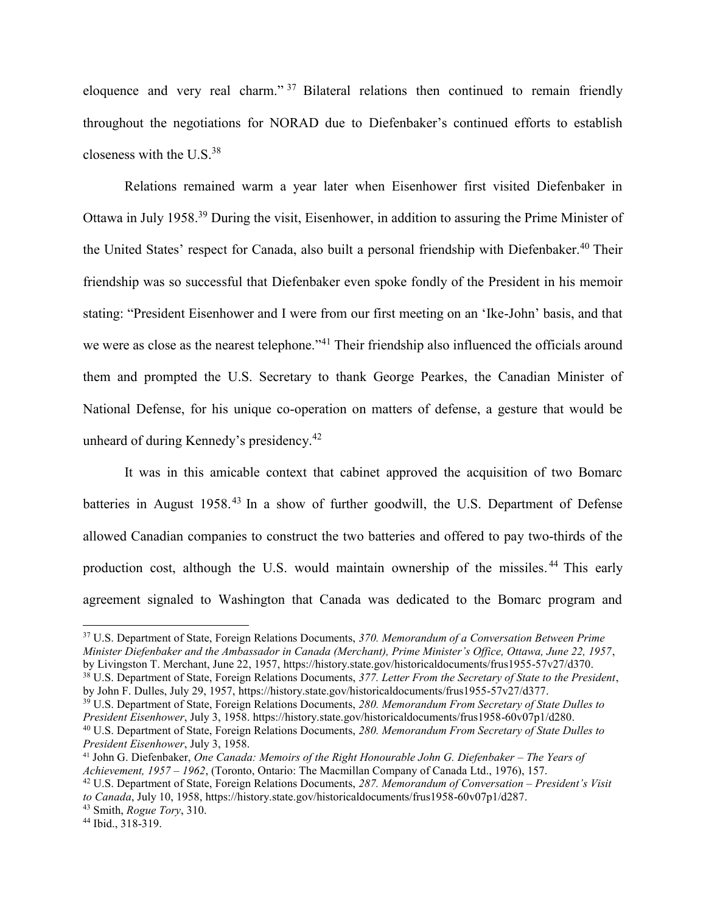eloquence and very real charm."[37] Bilateral relations then continued to remain friendly throughout the negotiations for NORAD due to Diefenbaker's continued efforts to establish closeness with the U.S.[38]

Relations remained warm a year later when Eisenhower first visited Diefenbaker in Ottawa in July 1958.[39] During the visit, Eisenhower, in addition to assuring the Prime Minister of the United States' respect for Canada, also built a personal friendship with Diefenbaker.[40] Their friendship was so successful that Diefenbaker even spoke fondly of the President in his memoir stating: "President Eisenhower and I were from our first meeting on an 'Ike-John' basis, and that we were as close as the nearest telephone."[41] Their friendship also influenced the officials around them and prompted the U.S. Secretary to thank George Pearkes, the Canadian Minister of National Defense, for his unique co-operation on matters of defense, a gesture that would be unheard of during Kennedy's presidency.[42]

It was in this amicable context that cabinet approved the acquisition of two Bomarc batteries in August 1958.[43] In a show of further goodwill, the U.S. Department of Defense allowed Canadian companies to construct the two batteries and offered to pay two-thirds of the production cost, although the U.S. would maintain ownership of the missiles.[44] This early agreement signaled to Washington that Canada was dedicated to the Bomarc program and

---

[37] U.S. Department of State, Foreign Relations Documents, *370. Memorandum of a Conversation Between Prime Minister Diefenbaker and the Ambassador in Canada (Merchant), Prime Minister's Office, Ottawa, June 22, 1957*, by Livingston T. Merchant, June 22, 1957, https://history.state.gov/historicaldocuments/frus1955-57v27/d370.

[38] U.S. Department of State, Foreign Relations Documents, *377. Letter From the Secretary of State to the President*, by John F. Dulles, July 29, 1957, https://history.state.gov/historicaldocuments/frus1955-57v27/d377.

[39] U.S. Department of State, Foreign Relations Documents, *280. Memorandum From Secretary of State Dulles to President Eisenhower*, July 3, 1958. https://history.state.gov/historicaldocuments/frus1958-60v07p1/d280.

[40] U.S. Department of State, Foreign Relations Documents, *280. Memorandum From Secretary of State Dulles to President Eisenhower*, July 3, 1958.

[41] John G. Diefenbaker, *One Canada: Memoirs of the Right Honourable John G. Diefenbaker – The Years of Achievement, 1957 – 1962*, (Toronto, Ontario: The Macmillan Company of Canada Ltd., 1976), 157.

[42] U.S. Department of State, Foreign Relations Documents, *287. Memorandum of Conversation – President's Visit to Canada*, July 10, 1958, https://history.state.gov/historicaldocuments/frus1958-60v07p1/d287.

[43] Smith, *Rogue Tory*, 310.

[44] Ibid., 318-319.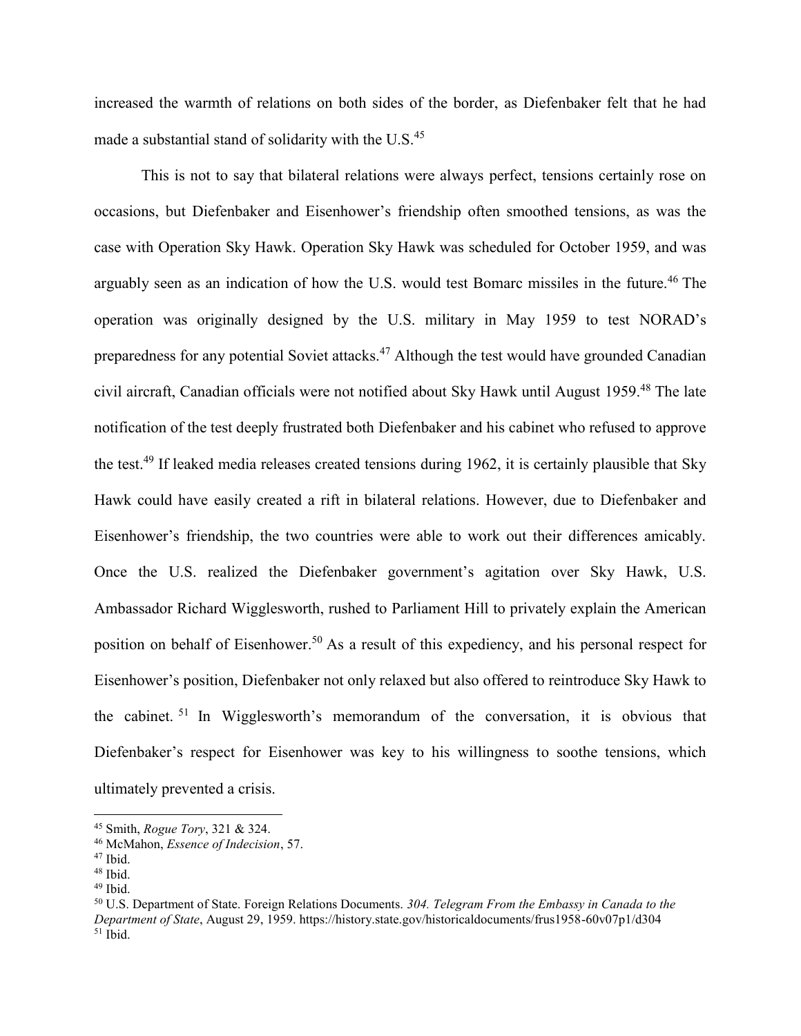increased the warmth of relations on both sides of the border, as Diefenbaker felt that he had made a substantial stand of solidarity with the U.S.[45]

This is not to say that bilateral relations were always perfect, tensions certainly rose on occasions, but Diefenbaker and Eisenhower's friendship often smoothed tensions, as was the case with Operation Sky Hawk. Operation Sky Hawk was scheduled for October 1959, and was arguably seen as an indication of how the U.S. would test Bomarc missiles in the future.[46] The operation was originally designed by the U.S. military in May 1959 to test NORAD's preparedness for any potential Soviet attacks.[47] Although the test would have grounded Canadian civil aircraft, Canadian officials were not notified about Sky Hawk until August 1959.[48] The late notification of the test deeply frustrated both Diefenbaker and his cabinet who refused to approve the test.[49] If leaked media releases created tensions during 1962, it is certainly plausible that Sky Hawk could have easily created a rift in bilateral relations. However, due to Diefenbaker and Eisenhower's friendship, the two countries were able to work out their differences amicably. Once the U.S. realized the Diefenbaker government's agitation over Sky Hawk, U.S. Ambassador Richard Wigglesworth, rushed to Parliament Hill to privately explain the American position on behalf of Eisenhower.[50] As a result of this expediency, and his personal respect for Eisenhower's position, Diefenbaker not only relaxed but also offered to reintroduce Sky Hawk to the cabinet.[51] In Wigglesworth's memorandum of the conversation, it is obvious that Diefenbaker's respect for Eisenhower was key to his willingness to soothe tensions, which ultimately prevented a crisis.

---

[45] Smith, *Rogue Tory*, 321 & 324.
[46] McMahon, *Essence of Indecision*, 57.
[47] Ibid.
[48] Ibid.
[49] Ibid.
[50] U.S. Department of State. Foreign Relations Documents. *304. Telegram From the Embassy in Canada to the Department of State*, August 29, 1959. https://history.state.gov/historicaldocuments/frus1958-60v07p1/d304
[51] Ibid.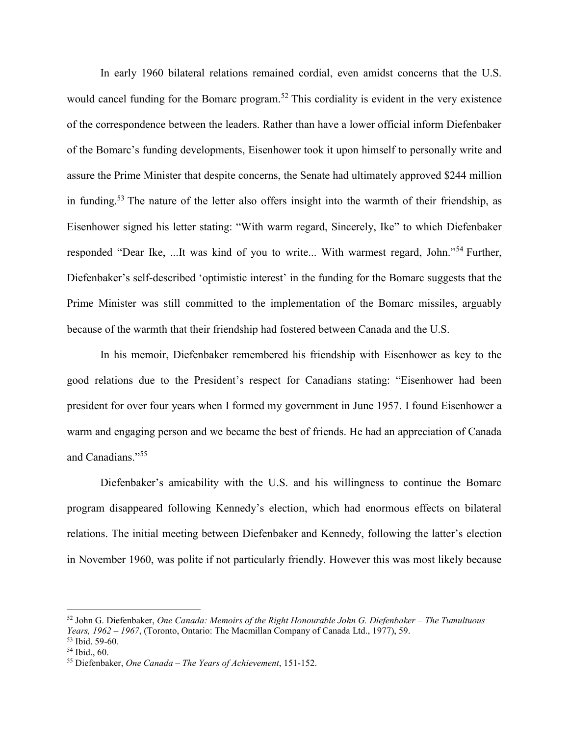In early 1960 bilateral relations remained cordial, even amidst concerns that the U.S. would cancel funding for the Bomarc program.[52] This cordiality is evident in the very existence of the correspondence between the leaders. Rather than have a lower official inform Diefenbaker of the Bomarc's funding developments, Eisenhower took it upon himself to personally write and assure the Prime Minister that despite concerns, the Senate had ultimately approved $244 million in funding.[53] The nature of the letter also offers insight into the warmth of their friendship, as Eisenhower signed his letter stating: "With warm regard, Sincerely, Ike" to which Diefenbaker responded "Dear Ike, ...It was kind of you to write... With warmest regard, John."[54] Further, Diefenbaker's self-described 'optimistic interest' in the funding for the Bomarc suggests that the Prime Minister was still committed to the implementation of the Bomarc missiles, arguably because of the warmth that their friendship had fostered between Canada and the U.S.

In his memoir, Diefenbaker remembered his friendship with Eisenhower as key to the good relations due to the President's respect for Canadians stating: "Eisenhower had been president for over four years when I formed my government in June 1957. I found Eisenhower a warm and engaging person and we became the best of friends. He had an appreciation of Canada and Canadians."[55]

Diefenbaker's amicability with the U.S. and his willingness to continue the Bomarc program disappeared following Kennedy's election, which had enormous effects on bilateral relations. The initial meeting between Diefenbaker and Kennedy, following the latter's election in November 1960, was polite if not particularly friendly. However this was most likely because

---

[52] John G. Diefenbaker, *One Canada: Memoirs of the Right Honourable John G. Diefenbaker – The Tumultuous Years, 1962 – 1967*, (Toronto, Ontario: The Macmillan Company of Canada Ltd., 1977), 59.

[53] Ibid. 59-60.

[54] Ibid., 60.

[55] Diefenbaker, *One Canada – The Years of Achievement*, 151-152.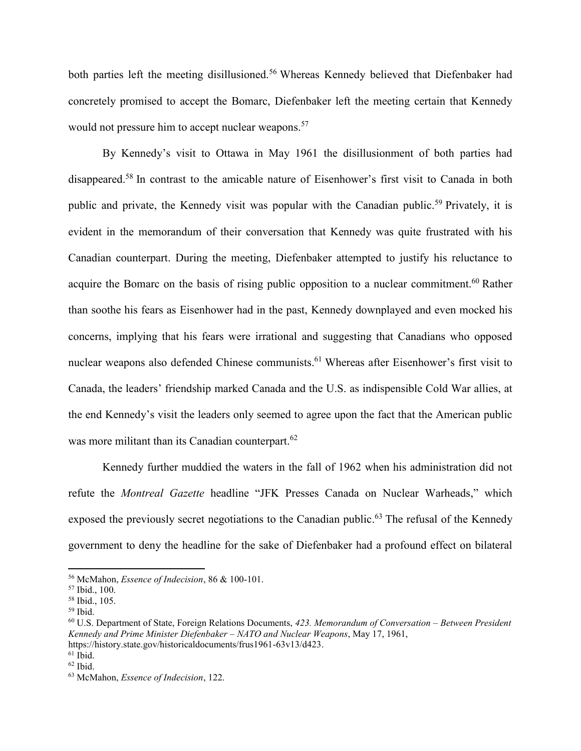both parties left the meeting disillusioned.[56] Whereas Kennedy believed that Diefenbaker had concretely promised to accept the Bomarc, Diefenbaker left the meeting certain that Kennedy would not pressure him to accept nuclear weapons.[57]

By Kennedy's visit to Ottawa in May 1961 the disillusionment of both parties had disappeared.[58] In contrast to the amicable nature of Eisenhower's first visit to Canada in both public and private, the Kennedy visit was popular with the Canadian public.[59] Privately, it is evident in the memorandum of their conversation that Kennedy was quite frustrated with his Canadian counterpart. During the meeting, Diefenbaker attempted to justify his reluctance to acquire the Bomarc on the basis of rising public opposition to a nuclear commitment.[60] Rather than soothe his fears as Eisenhower had in the past, Kennedy downplayed and even mocked his concerns, implying that his fears were irrational and suggesting that Canadians who opposed nuclear weapons also defended Chinese communists.[61] Whereas after Eisenhower's first visit to Canada, the leaders' friendship marked Canada and the U.S. as indispensible Cold War allies, at the end Kennedy's visit the leaders only seemed to agree upon the fact that the American public was more militant than its Canadian counterpart.[62]

Kennedy further muddied the waters in the fall of 1962 when his administration did not refute the *Montreal Gazette* headline "JFK Presses Canada on Nuclear Warheads," which exposed the previously secret negotiations to the Canadian public.[63] The refusal of the Kennedy government to deny the headline for the sake of Diefenbaker had a profound effect on bilateral

---

[56] McMahon, *Essence of Indecision*, 86 & 100-101.
[57] Ibid., 100.
[58] Ibid., 105.
[59] Ibid.
[60] U.S. Department of State, Foreign Relations Documents, *423. Memorandum of Conversation – Between President Kennedy and Prime Minister Diefenbaker – NATO and Nuclear Weapons*, May 17, 1961, https://history.state.gov/historicaldocuments/frus1961-63v13/d423.
[61] Ibid.
[62] Ibid.
[63] McMahon, *Essence of Indecision*, 122.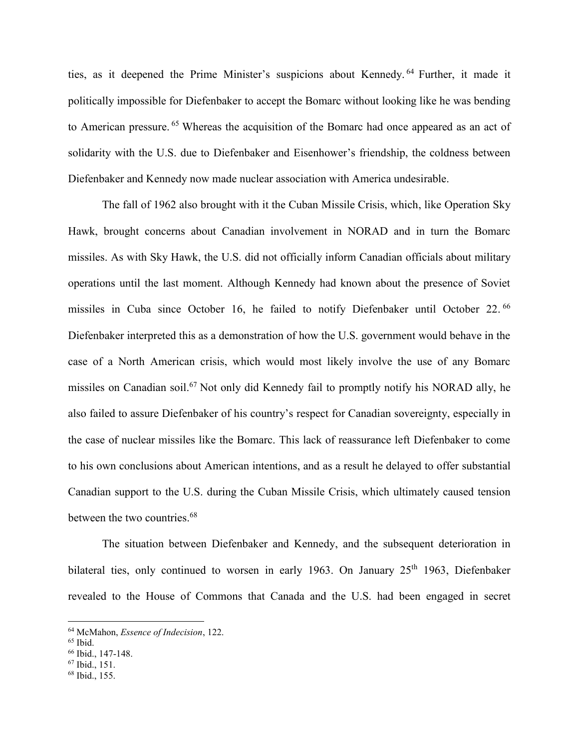ties, as it deepened the Prime Minister's suspicions about Kennedy.[64] Further, it made it politically impossible for Diefenbaker to accept the Bomarc without looking like he was bending to American pressure.[65] Whereas the acquisition of the Bomarc had once appeared as an act of solidarity with the U.S. due to Diefenbaker and Eisenhower's friendship, the coldness between Diefenbaker and Kennedy now made nuclear association with America undesirable.

The fall of 1962 also brought with it the Cuban Missile Crisis, which, like Operation Sky Hawk, brought concerns about Canadian involvement in NORAD and in turn the Bomarc missiles. As with Sky Hawk, the U.S. did not officially inform Canadian officials about military operations until the last moment. Although Kennedy had known about the presence of Soviet missiles in Cuba since October 16, he failed to notify Diefenbaker until October 22.[66] Diefenbaker interpreted this as a demonstration of how the U.S. government would behave in the case of a North American crisis, which would most likely involve the use of any Bomarc missiles on Canadian soil.[67] Not only did Kennedy fail to promptly notify his NORAD ally, he also failed to assure Diefenbaker of his country's respect for Canadian sovereignty, especially in the case of nuclear missiles like the Bomarc. This lack of reassurance left Diefenbaker to come to his own conclusions about American intentions, and as a result he delayed to offer substantial Canadian support to the U.S. during the Cuban Missile Crisis, which ultimately caused tension between the two countries.[68]

The situation between Diefenbaker and Kennedy, and the subsequent deterioration in bilateral ties, only continued to worsen in early 1963. On January 25th 1963, Diefenbaker revealed to the House of Commons that Canada and the U.S. had been engaged in secret

[64] McMahon, *Essence of Indecision*, 122.
[65] Ibid.
[66] Ibid., 147-148.
[67] Ibid., 151.
[68] Ibid., 155.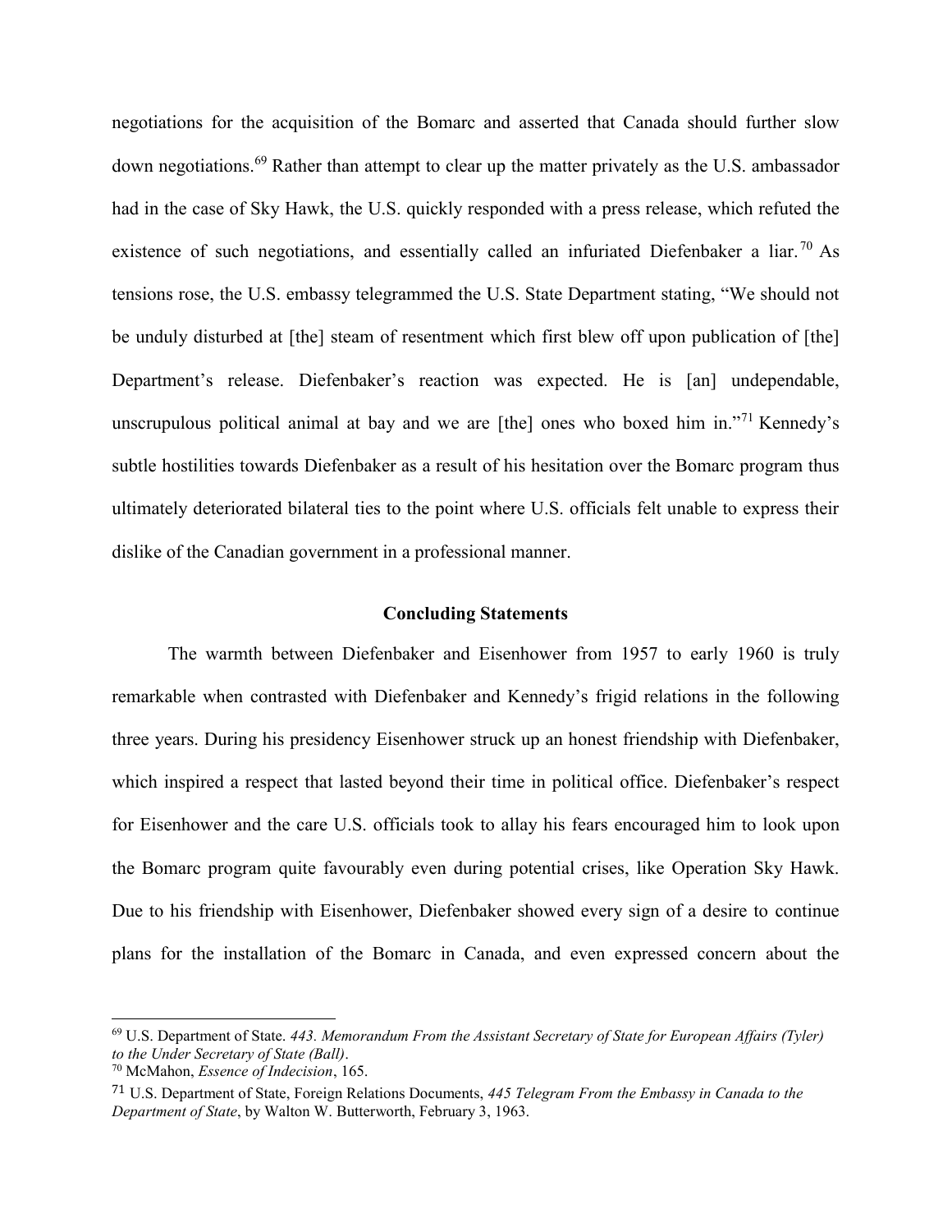negotiations for the acquisition of the Bomarc and asserted that Canada should further slow down negotiations.[69] Rather than attempt to clear up the matter privately as the U.S. ambassador had in the case of Sky Hawk, the U.S. quickly responded with a press release, which refuted the existence of such negotiations, and essentially called an infuriated Diefenbaker a liar.[70] As tensions rose, the U.S. embassy telegrammed the U.S. State Department stating, "We should not be unduly disturbed at [the] steam of resentment which first blew off upon publication of [the] Department's release. Diefenbaker's reaction was expected. He is [an] undependable, unscrupulous political animal at bay and we are [the] ones who boxed him in."[71] Kennedy's subtle hostilities towards Diefenbaker as a result of his hesitation over the Bomarc program thus ultimately deteriorated bilateral ties to the point where U.S. officials felt unable to express their dislike of the Canadian government in a professional manner.

## Concluding Statements

The warmth between Diefenbaker and Eisenhower from 1957 to early 1960 is truly remarkable when contrasted with Diefenbaker and Kennedy's frigid relations in the following three years. During his presidency Eisenhower struck up an honest friendship with Diefenbaker, which inspired a respect that lasted beyond their time in political office. Diefenbaker's respect for Eisenhower and the care U.S. officials took to allay his fears encouraged him to look upon the Bomarc program quite favourably even during potential crises, like Operation Sky Hawk. Due to his friendship with Eisenhower, Diefenbaker showed every sign of a desire to continue plans for the installation of the Bomarc in Canada, and even expressed concern about the

---

[69] U.S. Department of State. *443. Memorandum From the Assistant Secretary of State for European Affairs (Tyler) to the Under Secretary of State (Ball)*.

[70] McMahon, *Essence of Indecision*, 165.

[71] U.S. Department of State, Foreign Relations Documents, *445 Telegram From the Embassy in Canada to the Department of State*, by Walton W. Butterworth, February 3, 1963.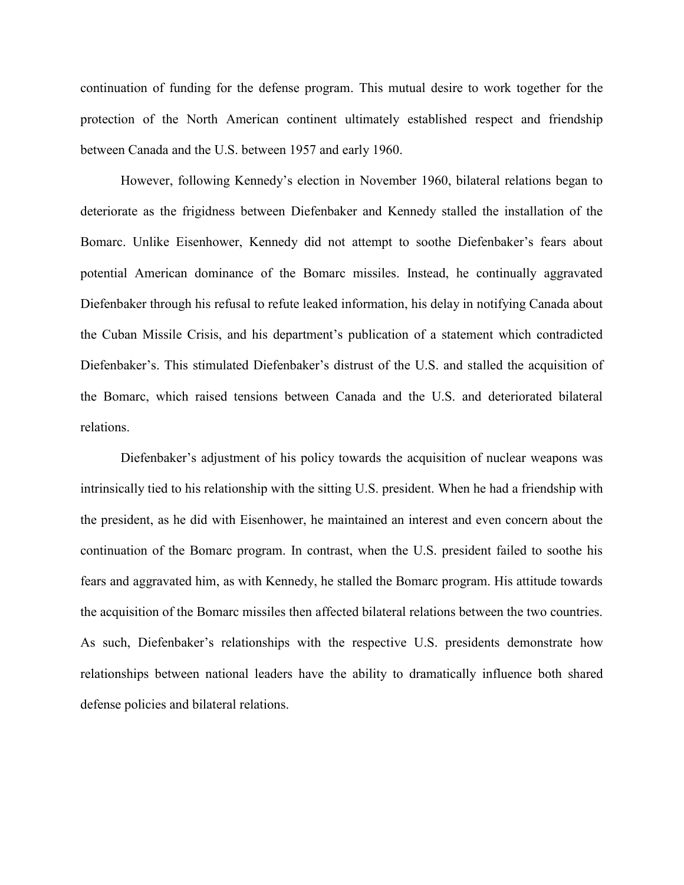continuation of funding for the defense program. This mutual desire to work together for the protection of the North American continent ultimately established respect and friendship between Canada and the U.S. between 1957 and early 1960.

However, following Kennedy's election in November 1960, bilateral relations began to deteriorate as the frigidness between Diefenbaker and Kennedy stalled the installation of the Bomarc. Unlike Eisenhower, Kennedy did not attempt to soothe Diefenbaker's fears about potential American dominance of the Bomarc missiles. Instead, he continually aggravated Diefenbaker through his refusal to refute leaked information, his delay in notifying Canada about the Cuban Missile Crisis, and his department's publication of a statement which contradicted Diefenbaker's. This stimulated Diefenbaker's distrust of the U.S. and stalled the acquisition of the Bomarc, which raised tensions between Canada and the U.S. and deteriorated bilateral relations.

Diefenbaker's adjustment of his policy towards the acquisition of nuclear weapons was intrinsically tied to his relationship with the sitting U.S. president. When he had a friendship with the president, as he did with Eisenhower, he maintained an interest and even concern about the continuation of the Bomarc program. In contrast, when the U.S. president failed to soothe his fears and aggravated him, as with Kennedy, he stalled the Bomarc program. His attitude towards the acquisition of the Bomarc missiles then affected bilateral relations between the two countries. As such, Diefenbaker's relationships with the respective U.S. presidents demonstrate how relationships between national leaders have the ability to dramatically influence both shared defense policies and bilateral relations.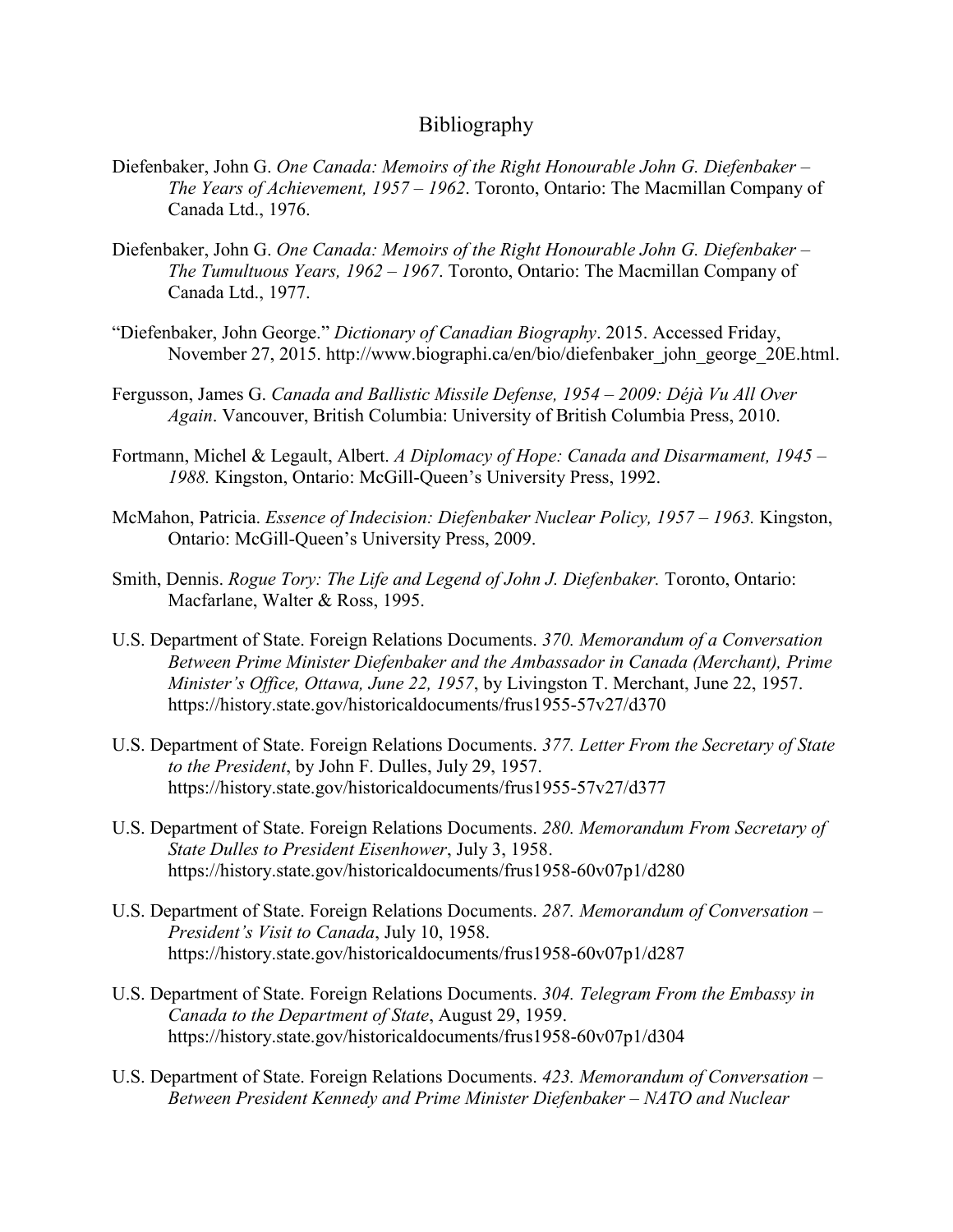# Bibliography

Diefenbaker, John G. *One Canada: Memoirs of the Right Honourable John G. Diefenbaker – The Years of Achievement, 1957 – 1962*. Toronto, Ontario: The Macmillan Company of Canada Ltd., 1976.

Diefenbaker, John G. *One Canada: Memoirs of the Right Honourable John G. Diefenbaker – The Tumultuous Years, 1962 – 1967*. Toronto, Ontario: The Macmillan Company of Canada Ltd., 1977.

"Diefenbaker, John George." *Dictionary of Canadian Biography*. 2015. Accessed Friday, November 27, 2015. http://www.biographi.ca/en/bio/diefenbaker_john_george_20E.html.

Fergusson, James G. *Canada and Ballistic Missile Defense, 1954 – 2009: Déjà Vu All Over Again*. Vancouver, British Columbia: University of British Columbia Press, 2010.

Fortmann, Michel & Legault, Albert. *A Diplomacy of Hope: Canada and Disarmament, 1945 – 1988.* Kingston, Ontario: McGill-Queen's University Press, 1992.

McMahon, Patricia. *Essence of Indecision: Diefenbaker Nuclear Policy, 1957 – 1963.* Kingston, Ontario: McGill-Queen's University Press, 2009.

Smith, Dennis. *Rogue Tory: The Life and Legend of John J. Diefenbaker.* Toronto, Ontario: Macfarlane, Walter & Ross, 1995.

U.S. Department of State. Foreign Relations Documents. *370. Memorandum of a Conversation Between Prime Minister Diefenbaker and the Ambassador in Canada (Merchant), Prime Minister's Office, Ottawa, June 22, 1957*, by Livingston T. Merchant, June 22, 1957. https://history.state.gov/historicaldocuments/frus1955-57v27/d370

U.S. Department of State. Foreign Relations Documents. *377. Letter From the Secretary of State to the President*, by John F. Dulles, July 29, 1957. https://history.state.gov/historicaldocuments/frus1955-57v27/d377

U.S. Department of State. Foreign Relations Documents. *280. Memorandum From Secretary of State Dulles to President Eisenhower*, July 3, 1958. https://history.state.gov/historicaldocuments/frus1958-60v07p1/d280

U.S. Department of State. Foreign Relations Documents. *287. Memorandum of Conversation – President's Visit to Canada*, July 10, 1958. https://history.state.gov/historicaldocuments/frus1958-60v07p1/d287

U.S. Department of State. Foreign Relations Documents. *304. Telegram From the Embassy in Canada to the Department of State*, August 29, 1959. https://history.state.gov/historicaldocuments/frus1958-60v07p1/d304

U.S. Department of State. Foreign Relations Documents. *423. Memorandum of Conversation – Between President Kennedy and Prime Minister Diefenbaker – NATO and Nuclear*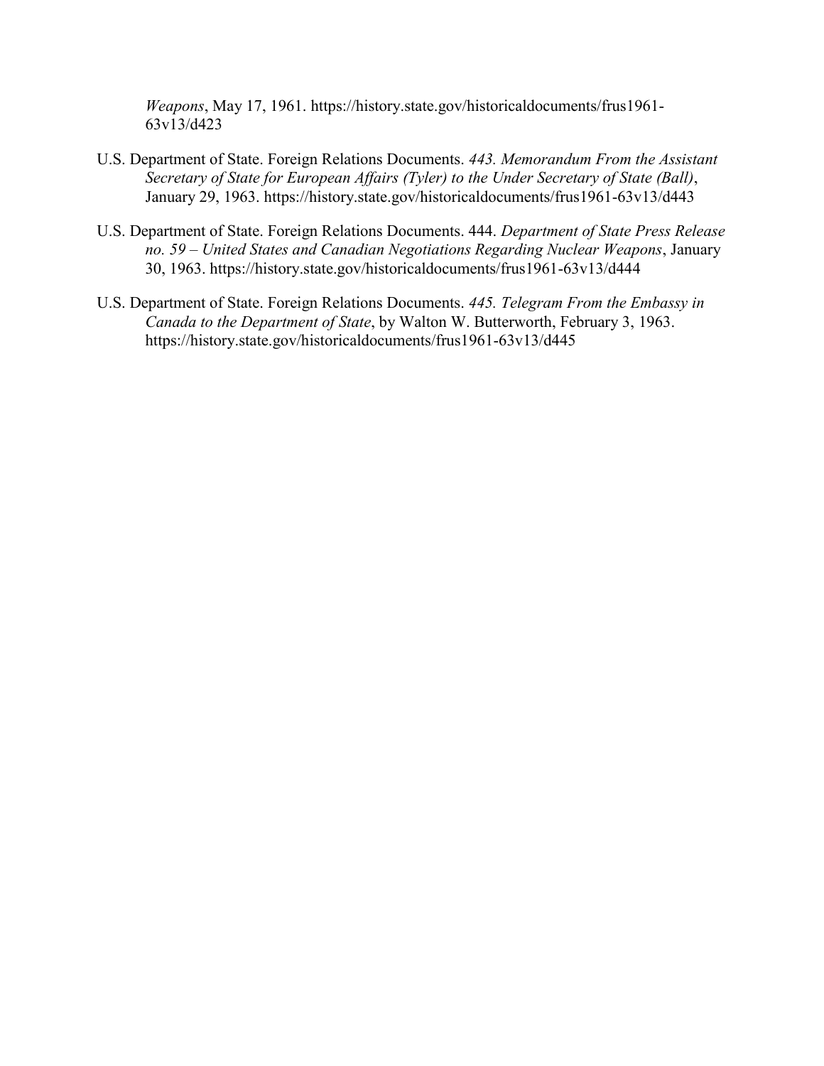*Weapons*, May 17, 1961. https://history.state.gov/historicaldocuments/frus1961-63v13/d423

U.S. Department of State. Foreign Relations Documents. *443. Memorandum From the Assistant Secretary of State for European Affairs (Tyler) to the Under Secretary of State (Ball)*, January 29, 1963. https://history.state.gov/historicaldocuments/frus1961-63v13/d443

U.S. Department of State. Foreign Relations Documents. 444. *Department of State Press Release no. 59 – United States and Canadian Negotiations Regarding Nuclear Weapons*, January 30, 1963. https://history.state.gov/historicaldocuments/frus1961-63v13/d444

U.S. Department of State. Foreign Relations Documents. *445. Telegram From the Embassy in Canada to the Department of State*, by Walton W. Butterworth, February 3, 1963. https://history.state.gov/historicaldocuments/frus1961-63v13/d445